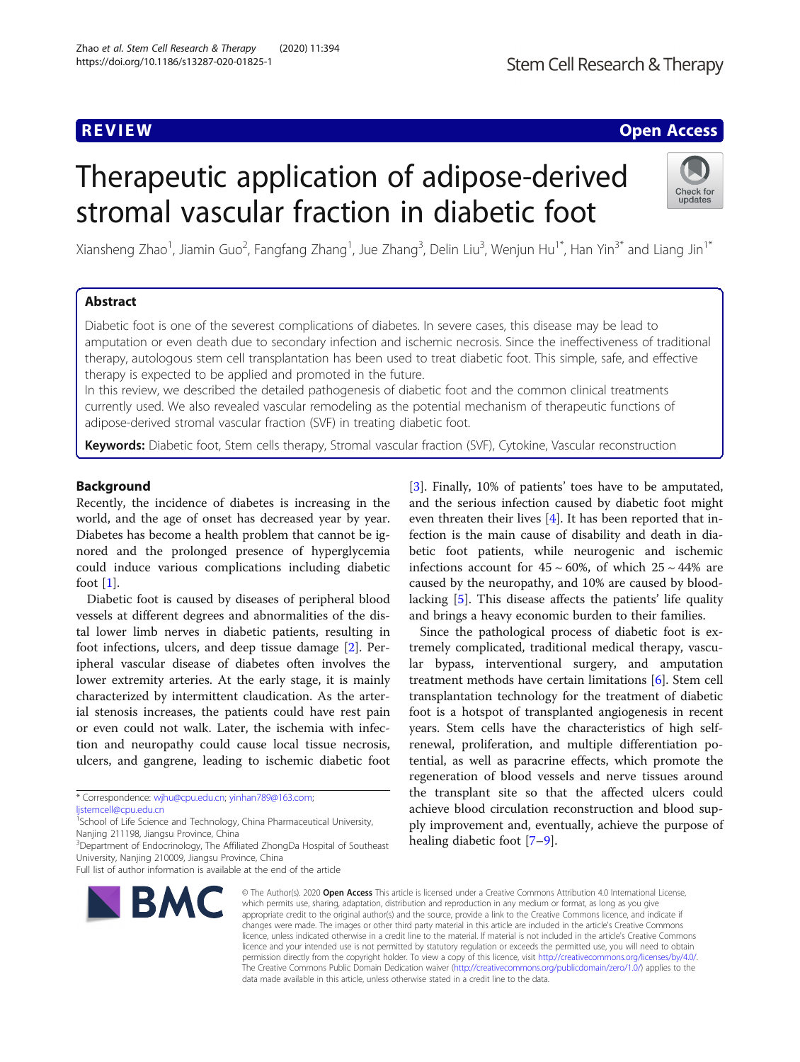REVIEW

Open Access

# Therapeutic application of adipose-derived stromal vascular fraction in diabetic foot

Xiansheng Zhao[1], Jiamin Guo[2], Fangfang Zhang[1], Jue Zhang[3], Delin Liu[3], Wenjun Hu[1*], Han Yin[3*] and Liang Jin[1*]

## Abstract

Diabetic foot is one of the severest complications of diabetes. In severe cases, this disease may be lead to amputation or even death due to secondary infection and ischemic necrosis. Since the ineffectiveness of traditional therapy, autologous stem cell transplantation has been used to treat diabetic foot. This simple, safe, and effective therapy is expected to be applied and promoted in the future.

In this review, we described the detailed pathogenesis of diabetic foot and the common clinical treatments currently used. We also revealed vascular remodeling as the potential mechanism of therapeutic functions of adipose-derived stromal vascular fraction (SVF) in treating diabetic foot.

**Keywords:** Diabetic foot, Stem cells therapy, Stromal vascular fraction (SVF), Cytokine, Vascular reconstruction

## Background

Recently, the incidence of diabetes is increasing in the world, and the age of onset has decreased year by year. Diabetes has become a health problem that cannot be ignored and the prolonged presence of hyperglycemia could induce various complications including diabetic foot [1].

Diabetic foot is caused by diseases of peripheral blood vessels at different degrees and abnormalities of the distal lower limb nerves in diabetic patients, resulting in foot infections, ulcers, and deep tissue damage [2]. Peripheral vascular disease of diabetes often involves the lower extremity arteries. At the early stage, it is mainly characterized by intermittent claudication. As the arterial stenosis increases, the patients could have rest pain or even could not walk. Later, the ischemia with infection and neuropathy could cause local tissue necrosis, ulcers, and gangrene, leading to ischemic diabetic foot [3]. Finally, 10% of patients' toes have to be amputated, and the serious infection caused by diabetic foot might even threaten their lives [4]. It has been reported that infection is the main cause of disability and death in diabetic foot patients, while neurogenic and ischemic infections account for 45 ~ 60%, of which 25 ~ 44% are caused by the neuropathy, and 10% are caused by blood-lacking [5]. This disease affects the patients' life quality and brings a heavy economic burden to their families.

Since the pathological process of diabetic foot is extremely complicated, traditional medical therapy, vascular bypass, interventional surgery, and amputation treatment methods have certain limitations [6]. Stem cell transplantation technology for the treatment of diabetic foot is a hotspot of transplanted angiogenesis in recent years. Stem cells have the characteristics of high self-renewal, proliferation, and multiple differentiation potential, as well as paracrine effects, which promote the regeneration of blood vessels and nerve tissues around the transplant site so that the affected ulcers could achieve blood circulation reconstruction and blood supply improvement and, eventually, achieve the purpose of healing diabetic foot [7–9].

\* Correspondence: wjhu@cpu.edu.cn; yinhan789@163.com; ljstemcell@cpu.edu.cn

[1]School of Life Science and Technology, China Pharmaceutical University, Nanjing 211198, Jiangsu Province, China

[3]Department of Endocrinology, The Affiliated ZhongDa Hospital of Southeast University, Nanjing 210009, Jiangsu Province, China

Full list of author information is available at the end of the article

© The Author(s). 2020 **Open Access** This article is licensed under a Creative Commons Attribution 4.0 International License, which permits use, sharing, adaptation, distribution and reproduction in any medium or format, as long as you give appropriate credit to the original author(s) and the source, provide a link to the Creative Commons licence, and indicate if changes were made. The images or other third party material in this article are included in the article's Creative Commons licence, unless indicated otherwise in a credit line to the material. If material is not included in the article's Creative Commons licence and your intended use is not permitted by statutory regulation or exceeds the permitted use, you will need to obtain permission directly from the copyright holder. To view a copy of this licence, visit http://creativecommons.org/licenses/by/4.0/. The Creative Commons Public Domain Dedication waiver (http://creativecommons.org/publicdomain/zero/1.0/) applies to the data made available in this article, unless otherwise stated in a credit line to the data.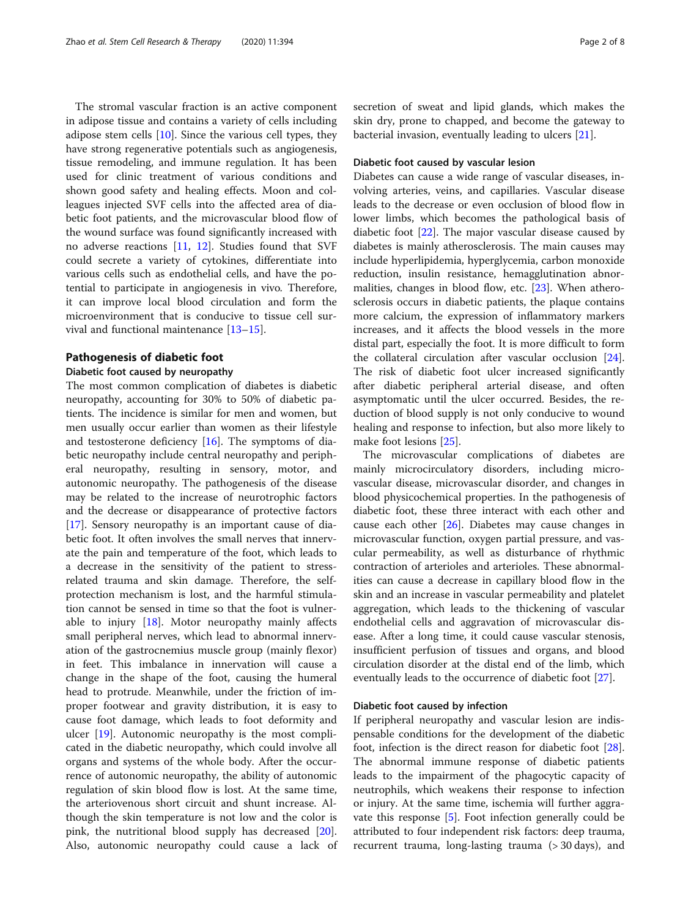The stromal vascular fraction is an active component in adipose tissue and contains a variety of cells including adipose stem cells [10]. Since the various cell types, they have strong regenerative potentials such as angiogenesis, tissue remodeling, and immune regulation. It has been used for clinic treatment of various conditions and shown good safety and healing effects. Moon and colleagues injected SVF cells into the affected area of diabetic foot patients, and the microvascular blood flow of the wound surface was found significantly increased with no adverse reactions [11, 12]. Studies found that SVF could secrete a variety of cytokines, differentiate into various cells such as endothelial cells, and have the potential to participate in angiogenesis in vivo. Therefore, it can improve local blood circulation and form the microenvironment that is conducive to tissue cell survival and functional maintenance [13–15].

## Pathogenesis of diabetic foot

### Diabetic foot caused by neuropathy

The most common complication of diabetes is diabetic neuropathy, accounting for 30% to 50% of diabetic patients. The incidence is similar for men and women, but men usually occur earlier than women as their lifestyle and testosterone deficiency [16]. The symptoms of diabetic neuropathy include central neuropathy and peripheral neuropathy, resulting in sensory, motor, and autonomic neuropathy. The pathogenesis of the disease may be related to the increase of neurotrophic factors and the decrease or disappearance of protective factors [17]. Sensory neuropathy is an important cause of diabetic foot. It often involves the small nerves that innervate the pain and temperature of the foot, which leads to a decrease in the sensitivity of the patient to stress-related trauma and skin damage. Therefore, the self-protection mechanism is lost, and the harmful stimulation cannot be sensed in time so that the foot is vulnerable to injury [18]. Motor neuropathy mainly affects small peripheral nerves, which lead to abnormal innervation of the gastrocnemius muscle group (mainly flexor) in feet. This imbalance in innervation will cause a change in the shape of the foot, causing the humeral head to protrude. Meanwhile, under the friction of improper footwear and gravity distribution, it is easy to cause foot damage, which leads to foot deformity and ulcer [19]. Autonomic neuropathy is the most complicated in the diabetic neuropathy, which could involve all organs and systems of the whole body. After the occurrence of autonomic neuropathy, the ability of autonomic regulation of skin blood flow is lost. At the same time, the arteriovenous short circuit and shunt increase. Although the skin temperature is not low and the color is pink, the nutritional blood supply has decreased [20]. Also, autonomic neuropathy could cause a lack of secretion of sweat and lipid glands, which makes the skin dry, prone to chapped, and become the gateway to bacterial invasion, eventually leading to ulcers [21].

### Diabetic foot caused by vascular lesion

Diabetes can cause a wide range of vascular diseases, involving arteries, veins, and capillaries. Vascular disease leads to the decrease or even occlusion of blood flow in lower limbs, which becomes the pathological basis of diabetic foot [22]. The major vascular disease caused by diabetes is mainly atherosclerosis. The main causes may include hyperlipidemia, hyperglycemia, carbon monoxide reduction, insulin resistance, hemagglutination abnormalities, changes in blood flow, etc. [23]. When atherosclerosis occurs in diabetic patients, the plaque contains more calcium, the expression of inflammatory markers increases, and it affects the blood vessels in the more distal part, especially the foot. It is more difficult to form the collateral circulation after vascular occlusion [24]. The risk of diabetic foot ulcer increased significantly after diabetic peripheral arterial disease, and often asymptomatic until the ulcer occurred. Besides, the reduction of blood supply is not only conducive to wound healing and response to infection, but also more likely to make foot lesions [25].

The microvascular complications of diabetes are mainly microcirculatory disorders, including microvascular disease, microvascular disorder, and changes in blood physicochemical properties. In the pathogenesis of diabetic foot, these three interact with each other and cause each other [26]. Diabetes may cause changes in microvascular function, oxygen partial pressure, and vascular permeability, as well as disturbance of rhythmic contraction of arterioles and arterioles. These abnormalities can cause a decrease in capillary blood flow in the skin and an increase in vascular permeability and platelet aggregation, which leads to the thickening of vascular endothelial cells and aggravation of microvascular disease. After a long time, it could cause vascular stenosis, insufficient perfusion of tissues and organs, and blood circulation disorder at the distal end of the limb, which eventually leads to the occurrence of diabetic foot [27].

### Diabetic foot caused by infection

If peripheral neuropathy and vascular lesion are indispensable conditions for the development of the diabetic foot, infection is the direct reason for diabetic foot [28]. The abnormal immune response of diabetic patients leads to the impairment of the phagocytic capacity of neutrophils, which weakens their response to infection or injury. At the same time, ischemia will further aggravate this response [5]. Foot infection generally could be attributed to four independent risk factors: deep trauma, recurrent trauma, long-lasting trauma (> 30 days), and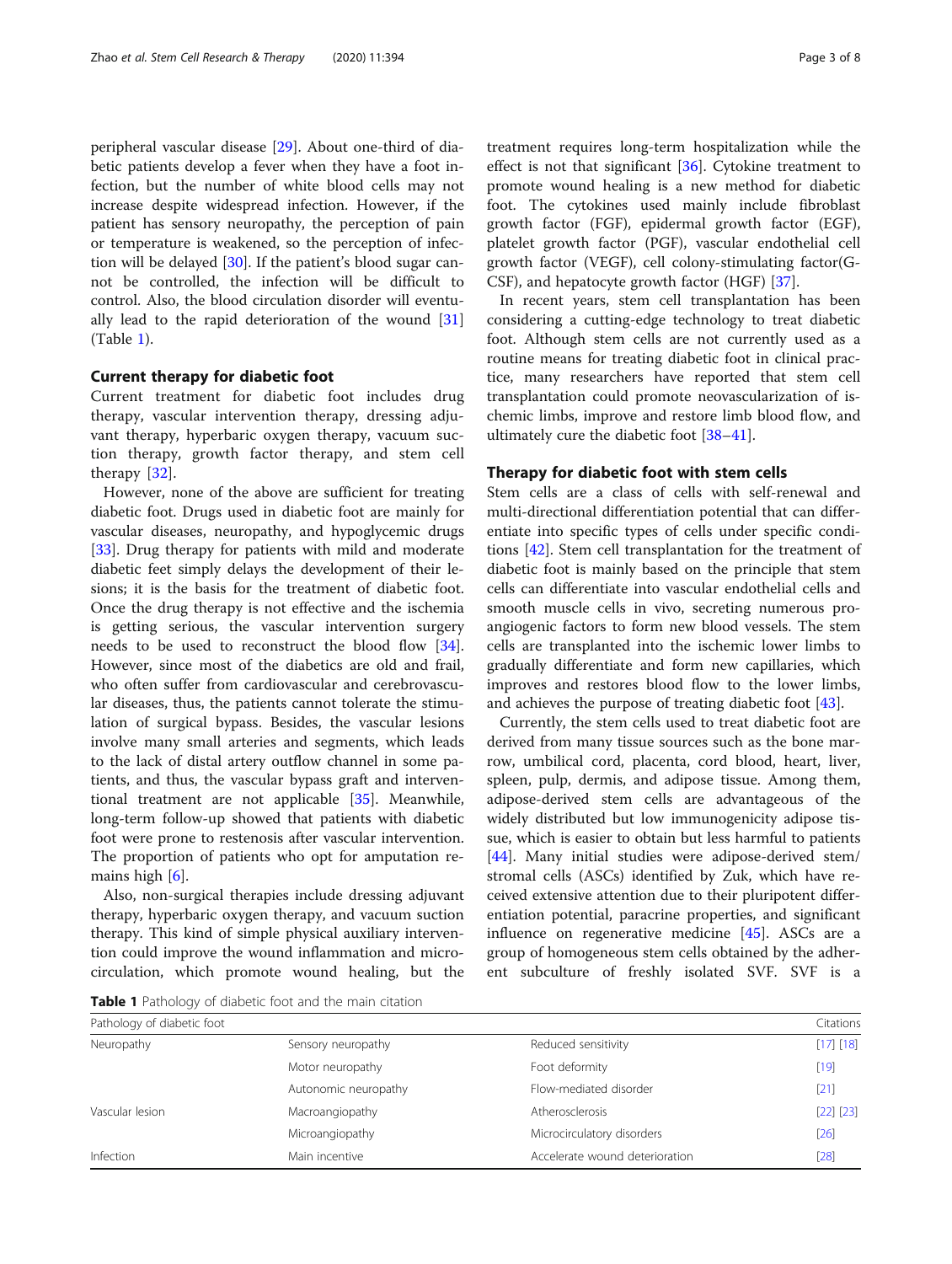peripheral vascular disease [29]. About one-third of diabetic patients develop a fever when they have a foot infection, but the number of white blood cells may not increase despite widespread infection. However, if the patient has sensory neuropathy, the perception of pain or temperature is weakened, so the perception of infection will be delayed [30]. If the patient's blood sugar cannot be controlled, the infection will be difficult to control. Also, the blood circulation disorder will eventually lead to the rapid deterioration of the wound [31] (Table 1).

## Current therapy for diabetic foot

Current treatment for diabetic foot includes drug therapy, vascular intervention therapy, dressing adjuvant therapy, hyperbaric oxygen therapy, vacuum suction therapy, growth factor therapy, and stem cell therapy [32].

However, none of the above are sufficient for treating diabetic foot. Drugs used in diabetic foot are mainly for vascular diseases, neuropathy, and hypoglycemic drugs [33]. Drug therapy for patients with mild and moderate diabetic feet simply delays the development of their lesions; it is the basis for the treatment of diabetic foot. Once the drug therapy is not effective and the ischemia is getting serious, the vascular intervention surgery needs to be used to reconstruct the blood flow [34]. However, since most of the diabetics are old and frail, who often suffer from cardiovascular and cerebrovascular diseases, thus, the patients cannot tolerate the stimulation of surgical bypass. Besides, the vascular lesions involve many small arteries and segments, which leads to the lack of distal artery outflow channel in some patients, and thus, the vascular bypass graft and interventional treatment are not applicable [35]. Meanwhile, long-term follow-up showed that patients with diabetic foot were prone to restenosis after vascular intervention. The proportion of patients who opt for amputation remains high [6].

Also, non-surgical therapies include dressing adjuvant therapy, hyperbaric oxygen therapy, and vacuum suction therapy. This kind of simple physical auxiliary intervention could improve the wound inflammation and microcirculation, which promote wound healing, but the treatment requires long-term hospitalization while the effect is not that significant [36]. Cytokine treatment to promote wound healing is a new method for diabetic foot. The cytokines used mainly include fibroblast growth factor (FGF), epidermal growth factor (EGF), platelet growth factor (PGF), vascular endothelial growth factor (VEGF), cell colony-stimulating factor(G-CSF), and hepatocyte growth factor (HGF) [37].

In recent years, stem cell transplantation has been considering a cutting-edge technology to treat diabetic foot. Although stem cells are not currently used as a routine means for treating diabetic foot in clinical practice, many researchers have reported that stem cell transplantation could promote neovascularization of ischemic limbs, improve and restore limb blood flow, and ultimately cure the diabetic foot [38–41].

## Therapy for diabetic foot with stem cells

Stem cells are a class of cells with self-renewal and multi-directional differentiation potential that can differentiate into specific types of cells under specific conditions [42]. Stem cell transplantation for the treatment of diabetic foot is mainly based on the principle that stem cells can differentiate into vascular endothelial cells and smooth muscle cells in vivo, secreting numerous pro-angiogenic factors to form new blood vessels. The stem cells are transplanted into the ischemic lower limbs to gradually differentiate and form new capillaries, which improves and restores blood flow to the lower limbs, and achieves the purpose of treating diabetic foot [43].

Currently, the stem cells used to treat diabetic foot are derived from many tissue sources such as the bone marrow, umbilical cord, placenta, cord blood, heart, liver, spleen, pulp, dermis, and adipose tissue. Among them, adipose-derived stem cells are advantageous of the widely distributed but low immunogenicity adipose tissue, which is easier to obtain but less harmful to patients [44]. Many initial studies were adipose-derived stem/stromal cells (ASCs) identified by Zuk, which have received extensive attention due to their pluripotent differentiation potential, paracrine properties, and significant influence on regenerative medicine [45]. ASCs are a group of homogeneous stem cells obtained by the adherent subculture of freshly isolated SVF. SVF is a

**Table 1** Pathology of diabetic foot and the main citation

| Pathology of diabetic foot | | | Citations |
|---|---|---|---|
| Neuropathy | Sensory neuropathy | Reduced sensitivity | [17] [18] |
| | Motor neuropathy | Foot deformity | [19] |
| | Autonomic neuropathy | Flow-mediated disorder | [21] |
| Vascular lesion | Macroangiopathy | Atherosclerosis | [22] [23] |
| | Microangiopathy | Microcirculatory disorders | [26] |
| Infection | Main incentive | Accelerate wound deterioration | [28] |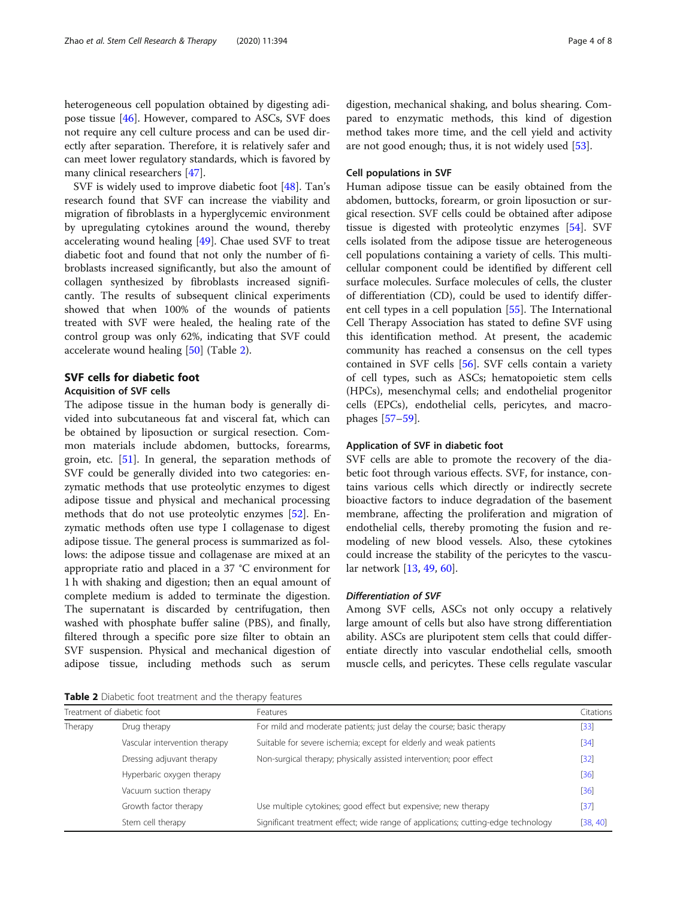heterogeneous cell population obtained by digesting adipose tissue [46]. However, compared to ASCs, SVF does not require any cell culture process and can be used directly after separation. Therefore, it is relatively safer and can meet lower regulatory standards, which is favored by many clinical researchers [47].

SVF is widely used to improve diabetic foot [48]. Tan's research found that SVF can increase the viability and migration of fibroblasts in a hyperglycemic environment by upregulating cytokines around the wound, thereby accelerating wound healing [49]. Chae used SVF to treat diabetic foot and found that not only the number of fibroblasts increased significantly, but also the amount of collagen synthesized by fibroblasts increased significantly. The results of subsequent clinical experiments showed that when 100% of the wounds of patients treated with SVF were healed, the healing rate of the control group was only 62%, indicating that SVF could accelerate wound healing [50] (Table 2).

## SVF cells for diabetic foot

### Acquisition of SVF cells

The adipose tissue in the human body is generally divided into subcutaneous fat and visceral fat, which can be obtained by liposuction or surgical resection. Common materials include abdomen, buttocks, forearms, groin, etc. [51]. In general, the separation methods of SVF could be generally divided into two categories: enzymatic methods that use proteolytic enzymes to digest adipose tissue and physical and mechanical processing methods that do not use proteolytic enzymes [52]. Enzymatic methods often use type I collagenase to digest adipose tissue. The general process is summarized as follows: the adipose tissue and collagenase are mixed at an appropriate ratio and placed in a 37 °C environment for 1 h with shaking and digestion; then an equal amount of complete medium is added to terminate the digestion. The supernatant is discarded by centrifugation, then washed with phosphate buffer saline (PBS), and finally, filtered through a specific pore size filter to obtain an SVF suspension. Physical and mechanical digestion of adipose tissue, including methods such as serum digestion, mechanical shaking, and bolus shearing. Compared to enzymatic methods, this kind of digestion method takes more time, and the cell yield and activity are not good enough; thus, it is not widely used [53].

### Cell populations in SVF

Human adipose tissue can be easily obtained from the abdomen, buttocks, forearm, or groin liposuction or surgical resection. SVF cells could be obtained after adipose tissue is digested with proteolytic enzymes [54]. SVF cells isolated from the adipose tissue are heterogeneous cell populations containing a variety of cells. This multicellular component could be identified by different cell surface molecules. Surface molecules of cells, the cluster of differentiation (CD), could be used to identify different cell types in a cell population [55]. The International Cell Therapy Association has stated to define SVF using this identification method. At present, the academic community has reached a consensus on the cell types contained in SVF cells [56]. SVF cells contain a variety of cell types, such as ASCs; hematopoietic stem cells (HPCs), mesenchymal cells; and endothelial progenitor cells (EPCs), endothelial cells, pericytes, and macrophages [57–59].

### Application of SVF in diabetic foot

SVF cells are able to promote the recovery of the diabetic foot through various effects. SVF, for instance, contains various cells which directly or indirectly secrete bioactive factors to induce degradation of the basement membrane, affecting the proliferation and migration of endothelial cells, thereby promoting the fusion and remodeling of new blood vessels. Also, these cytokines could increase the stability of the pericytes to the vascular network [13, 49, 60].

#### *Differentiation of SVF*

Among SVF cells, ASCs not only occupy a relatively large amount of cells but also have strong differentiation ability. ASCs are pluripotent stem cells that could differentiate directly into vascular endothelial cells, smooth muscle cells, and pericytes. These cells regulate vascular

**Table 2** Diabetic foot treatment and the therapy features

| Treatment of diabetic foot | | Features | Citations |
|---|---|---|---|
| Therapy | Drug therapy | For mild and moderate patients; just delay the course; basic therapy | [33] |
| | Vascular intervention therapy | Suitable for severe ischemia; except for elderly and weak patients | [34] |
| | Dressing adjuvant therapy | Non-surgical therapy; physically assisted intervention; poor effect | [32] |
| | Hyperbaric oxygen therapy | | [36] |
| | Vacuum suction therapy | | [36] |
| | Growth factor therapy | Use multiple cytokines; good effect but expensive; new therapy | [37] |
| | Stem cell therapy | Significant treatment effect; wide range of applications; cutting-edge technology | [38, 40] |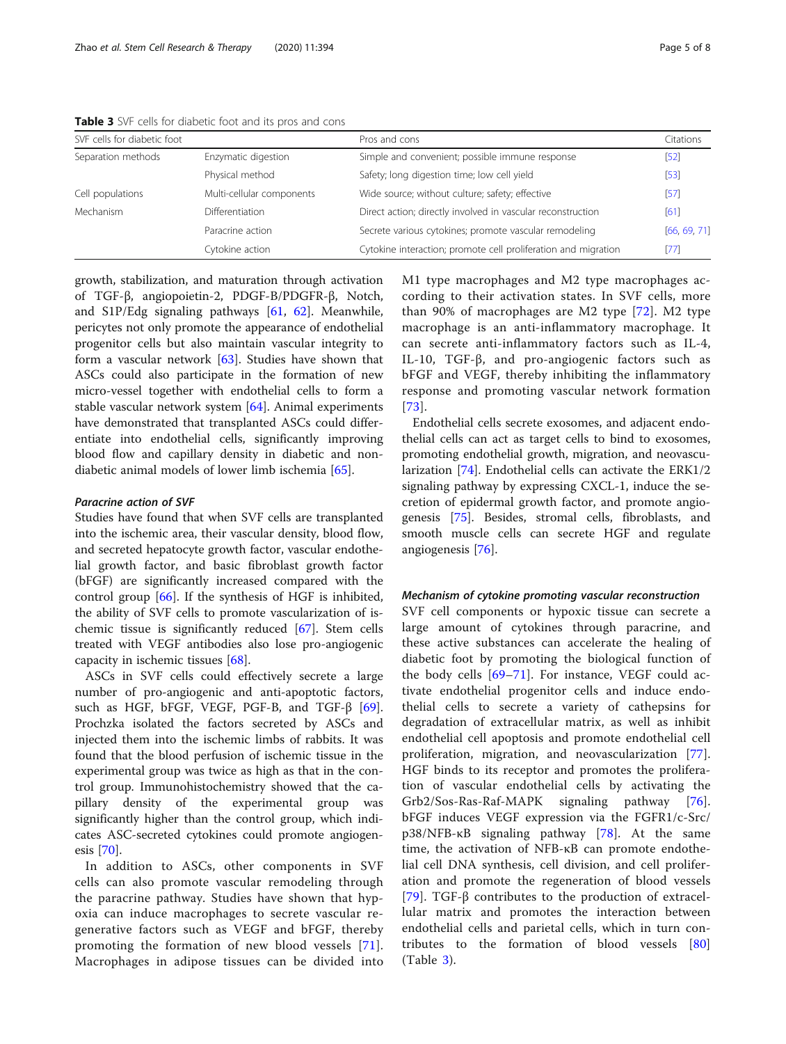**Table 3** SVF cells for diabetic foot and its pros and cons

| SVF cells for diabetic foot | | Pros and cons | Citations |
|---|---|---|---|
| Separation methods | Enzymatic digestion | Simple and convenient; possible immune response | [52] |
| | Physical method | Safety; long digestion time; low cell yield | [53] |
| Cell populations | Multi-cellular components | Wide source; without culture; safety; effective | [57] |
| Mechanism | Differentiation | Direct action; directly involved in vascular reconstruction | [61] |
| | Paracrine action | Secrete various cytokines; promote vascular remodeling | [66, 69, 71] |
| | Cytokine action | Cytokine interaction; promote cell proliferation and migration | [77] |

growth, stabilization, and maturation through activation of TGF-β, angiopoietin-2, PDGF-B/PDGFR-β, Notch, and S1P/Edg signaling pathways [61, 62]. Meanwhile, pericytes not only promote the appearance of endothelial progenitor cells but also maintain vascular integrity to form a vascular network [63]. Studies have shown that ASCs could also participate in the formation of new micro-vessel together with endothelial cells to form a stable vascular network system [64]. Animal experiments have demonstrated that transplanted ASCs could differentiate into endothelial cells, significantly improving blood flow and capillary density in diabetic and non-diabetic animal models of lower limb ischemia [65].

#### *Paracrine action of SVF*

Studies have found that when SVF cells are transplanted into the ischemic area, their vascular density, blood flow, and secreted hepatocyte growth factor, vascular endothelial growth factor, and basic fibroblast growth factor (bFGF) are significantly increased compared with the control group [66]. If the synthesis of HGF is inhibited, the ability of SVF cells to promote vascularization of ischemic tissue is significantly reduced [67]. Stem cells treated with VEGF antibodies also lose pro-angiogenic capacity in ischemic tissues [68].

ASCs in SVF cells could effectively secrete a large number of pro-angiogenic and anti-apoptotic factors, such as HGF, bFGF, VEGF, PGF-B, and TGF-β [69]. Prochzka isolated the factors secreted by ASCs and injected them into the ischemic limbs of rabbits. It was found that the blood perfusion of ischemic tissue in the experimental group was twice as high as that in the control group. Immunohistochemistry showed that the capillary density of the experimental group was significantly higher than the control group, which indicates ASC-secreted cytokines could promote angiogenesis [70].

In addition to ASCs, other components in SVF cells can also promote vascular remodeling through the paracrine pathway. Studies have shown that hypoxia can induce macrophages to secrete vascular regenerative factors such as VEGF and bFGF, thereby promoting the formation of new blood vessels [71]. Macrophages in adipose tissues can be divided into M1 type macrophages and M2 type macrophages according to their activation states. In SVF cells, more than 90% of macrophages are M2 type [72]. M2 type macrophage is an anti-inflammatory macrophage. It can secrete anti-inflammatory factors such as IL-4, IL-10, TGF-β, and pro-angiogenic factors such as bFGF and VEGF, thereby inhibiting the inflammatory response and promoting vascular network formation [73].

Endothelial cells secrete exosomes, and adjacent endothelial cells can act as target cells to bind to exosomes, promoting endothelial growth, migration, and neovascularization [74]. Endothelial cells can activate the ERK1/2 signaling pathway by expressing CXCL-1, induce the secretion of epidermal growth factor, and promote angiogenesis [75]. Besides, stromal cells, fibroblasts, and smooth muscle cells can secrete HGF and regulate angiogenesis [76].

#### *Mechanism of cytokine promoting vascular reconstruction*

SVF cell components or hypoxic tissue can secrete a large amount of cytokines through paracrine, and these active substances can accelerate the healing of diabetic foot by promoting the biological function of the body cells [69–71]. For instance, VEGF could activate endothelial progenitor cells and induce endothelial cells to secrete a variety of cathepsins for degradation of extracellular matrix, as well as inhibit endothelial cell apoptosis and promote endothelial cell proliferation, migration, and neovascularization [77]. HGF binds to its receptor and promotes the proliferation of vascular endothelial cells by activating the Grb2/Sos-Ras-Raf-MAPK signaling pathway [76]. bFGF induces VEGF expression via the FGFR1/c-Src/p38/NFB-κB signaling pathway [78]. At the same time, the activation of NFB-κB can promote endothelial cell DNA synthesis, cell division, and cell proliferation and promote the regeneration of blood vessels [79]. TGF-β contributes to the production of extracellular matrix and promotes the interaction between endothelial cells and parietal cells, which in turn contributes to the formation of blood vessels [80] (Table 3).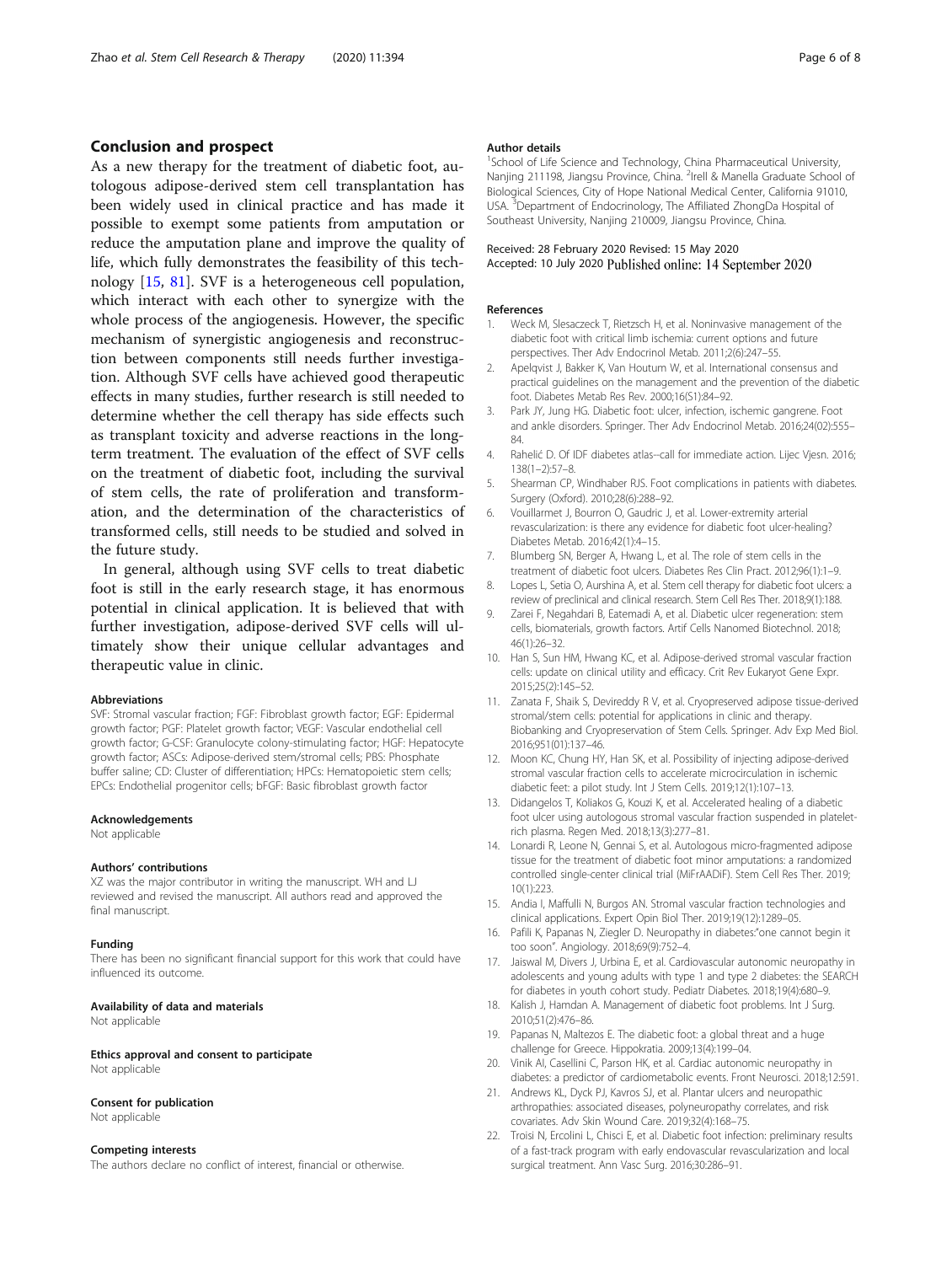## Conclusion and prospect

As a new therapy for the treatment of diabetic foot, autologous adipose-derived stem cell transplantation has been widely used in clinical practice and has made it possible to exempt some patients from amputation or reduce the amputation plane and improve the quality of life, which fully demonstrates the feasibility of this technology [15, 81]. SVF is a heterogeneous cell population, which interact with each other to synergize with the whole process of the angiogenesis. However, the specific mechanism of synergistic angiogenesis and reconstruction between components still needs further investigation. Although SVF cells have achieved good therapeutic effects in many studies, further research is still needed to determine whether the cell therapy has side effects such as transplant toxicity and adverse reactions in the long-term treatment. The evaluation of the effect of SVF cells on the treatment of diabetic foot, including the survival of stem cells, the rate of proliferation and transformation, and the determination of the characteristics of transformed cells, still needs to be studied and solved in the future study.

In general, although using SVF cells to treat diabetic foot is still in the early research stage, it has enormous potential in clinical application. It is believed that with further investigation, adipose-derived SVF cells will ultimately show their unique cellular advantages and therapeutic value in clinic.

#### Abbreviations

SVF: Stromal vascular fraction; FGF: Fibroblast growth factor; EGF: Epidermal growth factor; PGF: Platelet growth factor; VEGF: Vascular endothelial cell growth factor; G-CSF: Granulocyte colony-stimulating factor; HGF: Hepatocyte growth factor; ASCs: Adipose-derived stem/stromal cells; PBS: Phosphate buffer saline; CD: Cluster of differentiation; HPCs: Hematopoietic stem cells; EPCs: Endothelial progenitor cells; bFGF: Basic fibroblast growth factor

#### Acknowledgements

Not applicable

#### Authors' contributions

XZ was the major contributor in writing the manuscript. WH and LJ reviewed and revised the manuscript. All authors read and approved the final manuscript.

#### Funding

There has been no significant financial support for this work that could have influenced its outcome.

#### Availability of data and materials

Not applicable

#### Ethics approval and consent to participate

Not applicable

#### Consent for publication

Not applicable

#### Competing interests

The authors declare no conflict of interest, financial or otherwise.

#### Author details

[1]School of Life Science and Technology, China Pharmaceutical University, Nanjing 211198, Jiangsu Province, China. [2]Irell & Manella Graduate School of Biological Sciences, City of Hope National Medical Center, California 91010, USA. [3]Department of Endocrinology, The Affiliated ZhongDa Hospital of Southeast University, Nanjing 210009, Jiangsu Province, China.

Received: 28 February 2020 Revised: 15 May 2020
Accepted: 10 July 2020 Published online: 14 September 2020

#### References

1. Weck M, Slesaczeck T, Rietzsch H, et al. Noninvasive management of the diabetic foot with critical limb ischemia: current options and future perspectives. Ther Adv Endocrinol Metab. 2011;2(6):247–55.
2. Apelqvist J, Bakker K, Van Houtum W, et al. International consensus and practical guidelines on the management and the prevention of the diabetic foot. Diabetes Metab Res Rev. 2000;16(S1):84–92.
3. Park JY, Jung HG. Diabetic foot: ulcer, infection, ischemic gangrene. Foot and ankle disorders. Springer. Ther Adv Endocrinol Metab. 2016;24(02):555–84.
4. Rahelić D. Of IDF diabetes atlas--call for immediate action. Lijec Vjesn. 2016; 138(1–2):57–8.
5. Shearman CP, Windhaber RJS. Foot complications in patients with diabetes. Surgery (Oxford). 2010;28(6):288–92.
6. Vouillarmet J, Bourron O, Gaudric J, et al. Lower-extremity arterial revascularization: is there any evidence for diabetic foot ulcer-healing? Diabetes Metab. 2016;42(1):4–15.
7. Blumberg SN, Berger A, Hwang L, et al. The role of stem cells in the treatment of diabetic foot ulcers. Diabetes Res Clin Pract. 2012;96(1):1–9.
8. Lopes L, Setia O, Aurshina A, et al. Stem cell therapy for diabetic foot ulcers: a review of preclinical and clinical research. Stem Cell Res Ther. 2018;9(1):188.
9. Zarei F, Negahdari B, Eatemadi A, et al. Diabetic ulcer regeneration: stem cells, biomaterials, growth factors. Artif Cells Nanomed Biotechnol. 2018; 46(1):26–32.
10. Han S, Sun HM, Hwang KC, et al. Adipose-derived stromal vascular fraction cells: update on clinical utility and efficacy. Crit Rev Eukaryot Gene Expr. 2015;25(2):145–52.
11. Zanata F, Shaik S, Devireddy R V, et al. Cryopreserved adipose tissue-derived stromal/stem cells: potential for applications in clinic and therapy. Biobanking and Cryopreservation of Stem Cells. Springer. Adv Exp Med Biol. 2016;951(01):137–46.
12. Moon KC, Chung HY, Han SK, et al. Possibility of injecting adipose-derived stromal vascular fraction cells to accelerate microcirculation in ischemic diabetic feet: a pilot study. Int J Stem Cells. 2019;12(1):107–13.
13. Didangelos T, Koliakos G, Kouzi K, et al. Accelerated healing of a diabetic foot ulcer using autologous stromal vascular fraction suspended in platelet-rich plasma. Regen Med. 2018;13(3):277–81.
14. Lonardi R, Leone N, Gennai S, et al. Autologous micro-fragmented adipose tissue for the treatment of diabetic foot minor amputations: a randomized controlled single-center clinical trial (MiFrAADiF). Stem Cell Res Ther. 2019; 10(1):223.
15. Andia I, Maffulli N, Burgos AN. Stromal vascular fraction technologies and clinical applications. Expert Opin Biol Ther. 2019;19(12):1289–05.
16. Pafili K, Papanas N, Ziegler D. Neuropathy in diabetes:"one cannot begin it too soon". Angiology. 2018;69(9):752–4.
17. Jaiswal M, Divers J, Urbina E, et al. Cardiovascular autonomic neuropathy in adolescents and young adults with type 1 and type 2 diabetes: the SEARCH for diabetes in youth cohort study. Pediatr Diabetes. 2018;19(4):680–9.
18. Kalish J, Hamdan A. Management of diabetic foot problems. Int J Surg. 2010;51(2):476–86.
19. Papanas N, Maltezos E. The diabetic foot: a global threat and a huge challenge for Greece. Hippokratia. 2009;13(4):199–04.
20. Vinik AI, Casellini C, Parson HK, et al. Cardiac autonomic neuropathy in diabetes: a predictor of cardiometabolic events. Front Neurosci. 2018;12:591.
21. Andrews KL, Dyck PJ, Kavros SJ, et al. Plantar ulcers and neuropathic arthropathies: associated diseases, polyneuropathy correlates, and risk covariates. Adv Skin Wound Care. 2019;32(4):168–75.
22. Troisi N, Ercolini L, Chisci E, et al. Diabetic foot infection: preliminary results of a fast-track program with early endovascular revascularization and local surgical treatment. Ann Vasc Surg. 2016;30:286–91.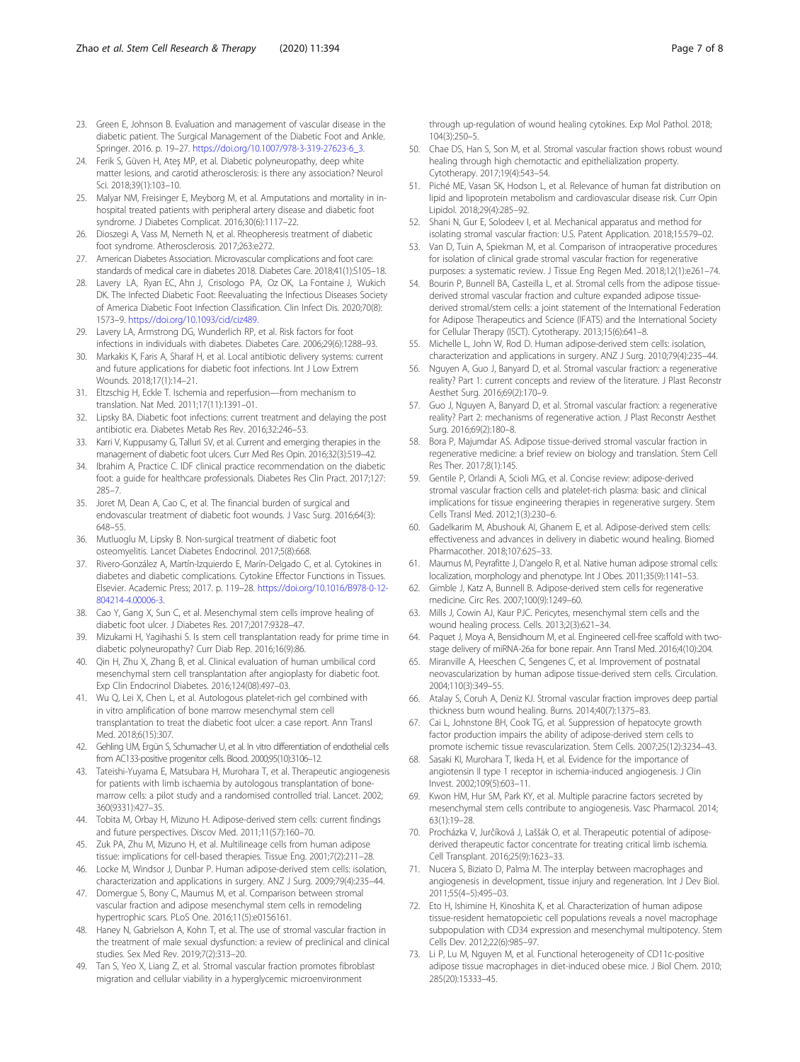23. Green E, Johnson B. Evaluation and management of vascular disease in the diabetic patient. The Surgical Management of the Diabetic Foot and Ankle. Springer. 2016. p. 19–27. https://doi.org/10.1007/978-3-319-27623-6_3.
24. Ferik S, Güven H, Ateş MP, et al. Diabetic polyneuropathy, deep white matter lesions, and carotid atherosclerosis: is there any association? Neurol Sci. 2018;39(1):103–10.
25. Malyar NM, Freisinger E, Meyborg M, et al. Amputations and mortality in in-hospital treated patients with peripheral artery disease and diabetic foot syndrome. J Diabetes Complicat. 2016;30(6):1117–22.
26. Dioszegi A, Vass M, Nemeth N, et al. Rheopheresis treatment of diabetic foot syndrome. Atherosclerosis. 2017;263:e272.
27. American Diabetes Association. Microvascular complications and foot care: standards of medical care in diabetes 2018. Diabetes Care. 2018;41(1):S105–18.
28. Lavery LA, Ryan EC, Ahn J, Crisologo PA, Oz OK, La Fontaine J, Wukich DK. The Infected Diabetic Foot: Reevaluating the Infectious Diseases Society of America Diabetic Foot Infection Classification. Clin Infect Dis. 2020;70(8):1573–9. https://doi.org/10.1093/cid/ciz489.
29. Lavery LA, Armstrong DG, Wunderlich RP, et al. Risk factors for foot infections in individuals with diabetes. Diabetes Care. 2006;29(6):1288–93.
30. Markakis K, Faris A, Sharaf H, et al. Local antibiotic delivery systems: current and future applications for diabetic foot infections. Int J Low Extrem Wounds. 2018;17(1):14–21.
31. Eltzschig H, Eckle T. Ischemia and reperfusion—from mechanism to translation. Nat Med. 2011;17(11):1391–01.
32. Lipsky BA. Diabetic foot infections: current treatment and delaying the post antibiotic era. Diabetes Metab Res Rev. 2016;32:246–53.
33. Karri V, Kuppusamy G, Talluri SV, et al. Current and emerging therapies in the management of diabetic foot ulcers. Curr Med Res Opin. 2016;32(3):519–42.
34. Ibrahim A, Practice C. IDF clinical practice recommendation on the diabetic foot: a guide for healthcare professionals. Diabetes Res Clin Pract. 2017;127: 285–7.
35. Joret M, Dean A, Cao C, et al. The financial burden of surgical and endovascular treatment of diabetic foot wounds. J Vasc Surg. 2016;64(3): 648–55.
36. Mutluoglu M, Lipsky B. Non-surgical treatment of diabetic foot osteomyelitis. Lancet Diabetes Endocrinol. 2017;5(8):668.
37. Rivero-González A, Martín-Izquierdo E, Marín-Delgado C, et al. Cytokines in diabetes and diabetic complications. Cytokine Effector Functions in Tissues. Elsevier. Academic Press; 2017. p. 119–28. https://doi.org/10.1016/B978-0-12-804214-4.00006-3.
38. Cao Y, Gang X, Sun C, et al. Mesenchymal stem cells improve healing of diabetic foot ulcer. J Diabetes Res. 2017;2017:9328–47.
39. Mizukami H, Yagihashi S. Is stem cell transplantation ready for prime time in diabetic polyneuropathy? Curr Diab Rep. 2016;16(9):86.
40. Qin H, Zhu X, Zhang B, et al. Clinical evaluation of human umbilical cord mesenchymal stem cell transplantation after angioplasty for diabetic foot. Exp Clin Endocrinol Diabetes. 2016;124(08):497–03.
41. Wu Q, Lei X, Chen L, et al. Autologous platelet-rich gel combined with in vitro amplification of bone marrow mesenchymal stem cell transplantation to treat the diabetic foot ulcer: a case report. Ann Transl Med. 2018;6(15):307.
42. Gehling UM, Ergün S, Schumacher U, et al. In vitro differentiation of endothelial cells from AC133-positive progenitor cells. Blood. 2000;95(10):3106–12.
43. Tateishi-Yuyama E, Matsubara H, Murohara T, et al. Therapeutic angiogenesis for patients with limb ischaemia by autologous transplantation of bone-marrow cells: a pilot study and a randomised controlled trial. Lancet. 2002; 360(9331):427–35.
44. Tobita M, Orbay H, Mizuno H. Adipose-derived stem cells: current findings and future perspectives. Discov Med. 2011;11(57):160–70.
45. Zuk PA, Zhu M, Mizuno H, et al. Multilineage cells from human adipose tissue: implications for cell-based therapies. Tissue Eng. 2001;7(2):211–28.
46. Locke M, Windsor J, Dunbar P. Human adipose-derived stem cells: isolation, characterization and applications in surgery. ANZ J Surg. 2009;79(4):235–44.
47. Domergue S, Bony C, Maumus M, et al. Comparison between stromal vascular fraction and adipose mesenchymal stem cells in remodeling hypertrophic scars. PLoS One. 2016;11(5):e0156161.
48. Haney N, Gabrielson A, Kohn T, et al. The use of stromal vascular fraction in the treatment of male sexual dysfunction: a review of preclinical and clinical studies. Sex Med Rev. 2019;7(2):313–20.
49. Tan S, Yeo X, Liang Z, et al. Stromal vascular fraction promotes fibroblast migration and cellular viability in a hyperglycemic microenvironment through up-regulation of wound healing cytokines. Exp Mol Pathol. 2018; 104(3):250–5.
50. Chae DS, Han S, Son M, et al. Stromal vascular fraction shows robust wound healing through high chemotactic and epithelialization property. Cytotherapy. 2017;19(4):543–54.
51. Piché ME, Vasan SK, Hodson L, et al. Relevance of human fat distribution on lipid and lipoprotein metabolism and cardiovascular disease risk. Curr Opin Lipidol. 2018;29(4):285–92.
52. Shani N, Gur E, Solodeev I, et al. Mechanical apparatus and method for isolating stromal vascular fraction: U.S. Patent Application. 2018;15:579–02.
53. Van D, Tuin A, Spiekman M, et al. Comparison of intraoperative procedures for isolation of clinical grade stromal vascular fraction for regenerative purposes: a systematic review. J Tissue Eng Regen Med. 2018;12(1):e261–74.
54. Bourin P, Bunnell BA, Casteilla L, et al. Stromal cells from the adipose tissue-derived stromal vascular fraction and culture expanded adipose tissue-derived stromal/stem cells: a joint statement of the International Federation for Adipose Therapeutics and Science (IFATS) and the International Society for Cellular Therapy (ISCT). Cytotherapy. 2013;15(6):641–8.
55. Michelle L, John W, Rod D. Human adipose-derived stem cells: isolation, characterization and applications in surgery. ANZ J Surg. 2010;79(4):235–44.
56. Nguyen A, Guo J, Banyard D, et al. Stromal vascular fraction: a regenerative reality? Part 1: current concepts and review of the literature. J Plast Reconstr Aesthet Surg. 2016;69(2):170–9.
57. Guo J, Nguyen A, Banyard D, et al. Stromal vascular fraction: a regenerative reality? Part 2: mechanisms of regenerative action. J Plast Reconstr Aesthet Surg. 2016;69(2):180–8.
58. Bora P, Majumdar AS. Adipose tissue-derived stromal vascular fraction in regenerative medicine: a brief review on biology and translation. Stem Cell Res Ther. 2017;8(1):145.
59. Gentile P, Orlandi A, Scioli MG, et al. Concise review: adipose-derived stromal vascular fraction cells and platelet-rich plasma: basic and clinical implications for tissue engineering therapies in regenerative surgery. Stem Cells Transl Med. 2012;1(3):230–6.
60. Gadelkarim M, Abushouk AI, Ghanem E, et al. Adipose-derived stem cells: effectiveness and advances in delivery in diabetic wound healing. Biomed Pharmacother. 2018;107:625–33.
61. Maumus M, Peyrafitte J, D'angelo R, et al. Native human adipose stromal cells: localization, morphology and phenotype. Int J Obes. 2011;35(9):1141–53.
62. Gimble J, Katz A, Bunnell B. Adipose-derived stem cells for regenerative medicine. Circ Res. 2007;100(9):1249–60.
63. Mills J, Cowin AJ, Kaur PJC. Pericytes, mesenchymal stem cells and the wound healing process. Cells. 2013;2(3):621–34.
64. Paquet J, Moya A, Bensidhoum M, et al. Engineered cell-free scaffold with two-stage delivery of miRNA-26a for bone repair. Ann Transl Med. 2016;4(10):204.
65. Miranville A, Heeschen C, Sengenes C, et al. Improvement of postnatal neovascularization by human adipose tissue-derived stem cells. Circulation. 2004;110(3):349–55.
66. Atalay S, Coruh A, Deniz KJ. Stromal vascular fraction improves deep partial thickness burn wound healing. Burns. 2014;40(7):1375–83.
67. Cai L, Johnstone BH, Cook TG, et al. Suppression of hepatocyte growth factor production impairs the ability of adipose-derived stem cells to promote ischemic tissue revascularization. Stem Cells. 2007;25(12):3234–43.
68. Sasaki KI, Murohara T, Ikeda H, et al. Evidence for the importance of angiotensin II type 1 receptor in ischemia-induced angiogenesis. J Clin Invest. 2002;109(5):603–11.
69. Kwon HM, Hur SM, Park KY, et al. Multiple paracrine factors secreted by mesenchymal stem cells contribute to angiogenesis. Vasc Pharmacol. 2014; 63(1):19–28.
70. Procházka V, Jurčíková J, Laššák O, et al. Therapeutic potential of adipose-derived therapeutic factor concentrate for treating critical limb ischemia. Cell Transplant. 2016;25(9):1623–33.
71. Nucera S, Biziato D, Palma M. The interplay between macrophages and angiogenesis in development, tissue injury and regeneration. Int J Dev Biol. 2011;55(4–5):495–03.
72. Eto H, Ishimine H, Kinoshita K, et al. Characterization of human adipose tissue-resident hematopoietic cell populations reveals a novel macrophage subpopulation with CD34 expression and mesenchymal multipotency. Stem Cells Dev. 2012;22(6):985–97.
73. Li P, Lu M, Nguyen M, et al. Functional heterogeneity of CD11c-positive adipose tissue macrophages in diet-induced obese mice. J Biol Chem. 2010; 285(20):15333–45.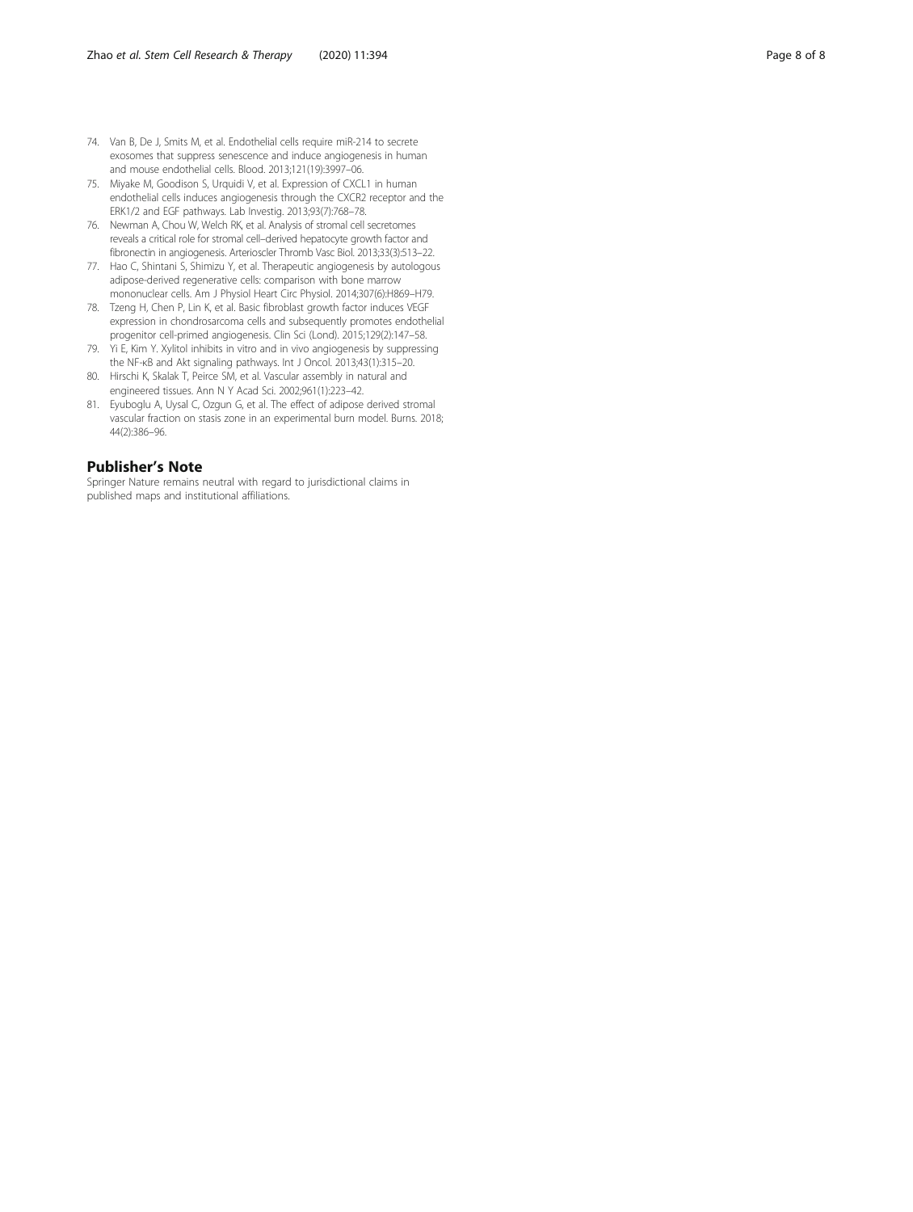74. Van B, De J, Smits M, et al. Endothelial cells require miR-214 to secrete exosomes that suppress senescence and induce angiogenesis in human and mouse endothelial cells. Blood. 2013;121(19):3997–06.
75. Miyake M, Goodison S, Urquidi V, et al. Expression of CXCL1 in human endothelial cells induces angiogenesis through the CXCR2 receptor and the ERK1/2 and EGF pathways. Lab Investig. 2013;93(7):768–78.
76. Newman A, Chou W, Welch RK, et al. Analysis of stromal cell secretomes reveals a critical role for stromal cell–derived hepatocyte growth factor and fibronectin in angiogenesis. Arterioscler Thromb Vasc Biol. 2013;33(3):513–22.
77. Hao C, Shintani S, Shimizu Y, et al. Therapeutic angiogenesis by autologous adipose-derived regenerative cells: comparison with bone marrow mononuclear cells. Am J Physiol Heart Circ Physiol. 2014;307(6):H869–H79.
78. Tzeng H, Chen P, Lin K, et al. Basic fibroblast growth factor induces VEGF expression in chondrosarcoma cells and subsequently promotes endothelial progenitor cell-primed angiogenesis. Clin Sci (Lond). 2015;129(2):147–58.
79. Yi E, Kim Y. Xylitol inhibits in vitro and in vivo angiogenesis by suppressing the NF-κB and Akt signaling pathways. Int J Oncol. 2013;43(1):315–20.
80. Hirschi K, Skalak T, Peirce SM, et al. Vascular assembly in natural and engineered tissues. Ann N Y Acad Sci. 2002;961(1):223–42.
81. Eyuboglu A, Uysal C, Ozgun G, et al. The effect of adipose derived stromal vascular fraction on stasis zone in an experimental burn model. Burns. 2018; 44(2):386–96.

## Publisher's Note

Springer Nature remains neutral with regard to jurisdictional claims in published maps and institutional affiliations.